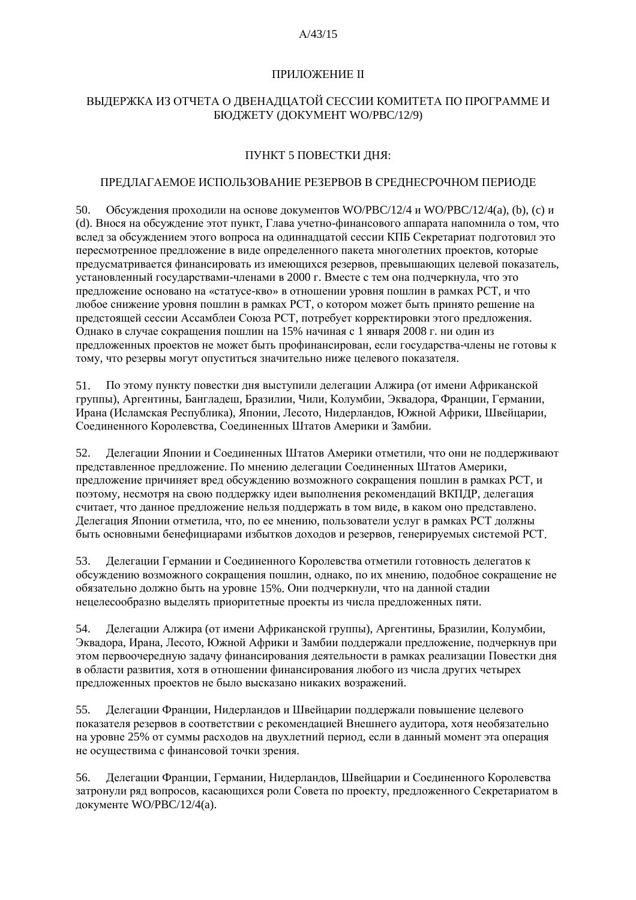## ПРИЛОЖЕНИЕ II

## ВЫДЕРЖКА ИЗ ОТЧЕТА О ДВЕНАДЦАТОЙ СЕССИИ КОМИТЕТА ПО ПРОГРАММЕ И БЮДЖЕТУ (ДОКУМЕНТ WO/PBC/12/9)

### ПУНКТ 5 ПОВЕСТКИ ДНЯ:

### ПРЕДЛАГАЕМОЕ ИСПОЛЬЗОВАНИЕ РЕЗЕРВОВ В СРЕДНЕСРОЧНОМ ПЕРИОДЕ

50. Обсуждения проходили на основе документов WO/PBC/12/4 и WO/PBC/12/4(a), (b), (c) и (d). Внося на обсуждение этот пункт, Глава учетно-финансового аппарата напомнила о том, что вслед за обсуждением этого вопроса на одиннадцатой сессии КПБ Секретариат подготовил это пересмотренное предложение в виде определенного пакета многолетних проектов, которые предусматривается финансировать из имеющихся резервов, превышающих целевой показатель, установленный государствами-членами в 2000 г. Вместе с тем она подчеркнула, что это предложение основано на «статусе-кво» в отношении уровня пошлин в рамках PCT, и что любое снижение уровня пошлин в рамках PCT, о котором может быть принято решение на предстоящей сессии Ассамблеи Союза PCT, потребует корректировки этого предложения. Однако в случае сокращения пошлин на 15% начиная с 1 января 2008 г. ни один из предложенных проектов не может быть профинансирован, если государства-члены не готовы к тому, что резервы могут опуститься значительно ниже целевого показателя.

51. По этому пункту повестки дня выступили делегации Алжира (от имени Африканской группы), Аргентины, Бангладеш, Бразилии, Чили, Колумбии, Эквадора, Франции, Германии, Ирана (Исламская Республика), Японии, Лесото, Нидерландов, Южной Африки, Швейцарии, Соединенного Королевства, Соединенных Штатов Америки и Замбии.

52. Делегации Японии и Соединенных Штатов Америки отметили, что они не поддерживают представленное предложение. По мнению делегации Соединенных Штатов Америки, предложение причиняет вред обсуждению возможного сокращения пошлин в рамках PCT, и поэтому, несмотря на свою поддержку идеи выполнения рекомендаций ВКПДР, делегация считает, что данное предложение нельзя поддержать в том виде, в каком оно представлено. Делегация Японии отметила, что, по ее мнению, пользователи услуг в рамках PCT должны быть основными бенефициарами избытков доходов и резервов, генерируемых системой PCT.

53. Делегации Германии и Соединенного Королевства отметили готовность делегатов к обсуждению возможного сокращения пошлин, однако, по их мнению, подобное сокращение не обязательно должно быть на уровне 15%. Они подчеркнули, что на данной стадии нецелесообразно выделять приоритетные проекты из числа предложенных пяти.

54. Делегации Алжира (от имени Африканской группы), Аргентины, Бразилии, Колумбии, Эквадора, Ирана, Лесото, Южной Африки и Замбии поддержали предложение, подчеркнув при этом первоочередную задачу финансирования деятельности в рамках реализации Повестки дня в области развития, хотя в отношении финансирования любого из числа других четырех предложенных проектов не было высказано никаких возражений.

55. Делегации Франции, Нидерландов и Швейцарии поддержали повышение целевого показателя резервов в соответствии с рекомендацией Внешнего аудитора, хотя необязательно на уровне 25% от суммы расходов на двухлетний период, если в данный момент эта операция не осуществима с финансовой точки зрения.

56. Делегации Франции, Германии, Нидерландов, Швейцарии и Соединенного Королевства затронули ряд вопросов, касающихся роли Совета по проекту, предложенного Секретариатом в документе WO/PBC/12/4(a).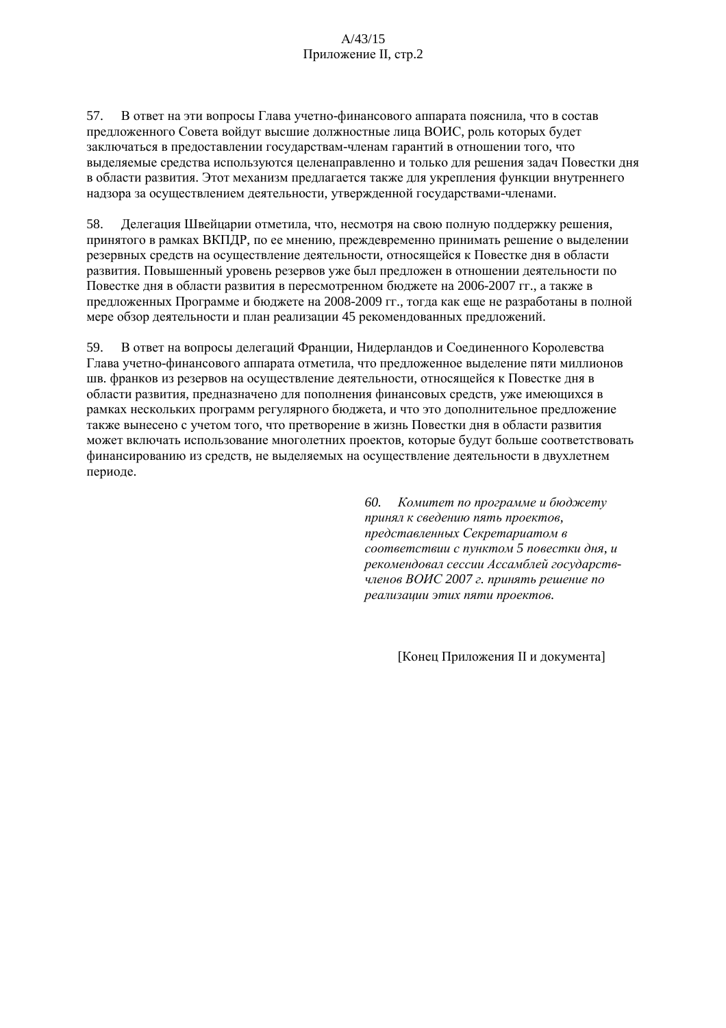57. В ответ на эти вопросы Глава учетно-финансового аппарата пояснила, что в состав предложенного Совета войдут высшие должностные лица ВОИС, роль которых будет заключаться в предоставлении государствам-членам гарантий в отношении того, что выделяемые средства используются целенаправленно и только для решения задач Повестки дня в области развития. Этот механизм предлагается также для укрепления функции внутреннего надзора за осуществлением деятельности, утвержденной государствами-членами.

58. Делегация Швейцарии отметила, что, несмотря на свою полную поддержку решения, принятого в рамках ВКПДР, по ее мнению, преждевременно принимать решение о выделении резервных средств на осуществление деятельности, относящейся к Повестке дня в области развития. Повышенный уровень резервов уже был предложен в отношении деятельности по Повестке дня в области развития в пересмотренном бюджете на 2006-2007 гг., а также в предложенных Программе и бюджете на 2008-2009 гг., тогда как еще не разработаны в полной мере обзор деятельности и план реализации 45 рекомендованных предложений.

59. В ответ на вопросы делегаций Франции, Нидерландов и Соединенного Королевства Глава учетно-финансового аппарата отметила, что предложенное выделение пяти миллионов шв. франков из резервов на осуществление деятельности, относящейся к Повестке дня в области развития, предназначено для пополнения финансовых средств, уже имеющихся в рамках нескольких программ регулярного бюджета, и что это дополнительное предложение также вынесено с учетом того, что претворение в жизнь Повестки дня в области развития может включать использование многолетних проектов, которые будут больше соответствовать финансированию из средств, не выделяемых на осуществление деятельности в двухлетнем периоде.

*60. Комитет по программе и бюджету принял к сведению пять проектов, представленных Секретариатом в соответствии с пунктом 5 повестки дня, и рекомендовал сессии Ассамблей государств-членов ВОИС 2007 г. принять решение по реализации этих пяти проектов.*

[Конец Приложения II и документа]